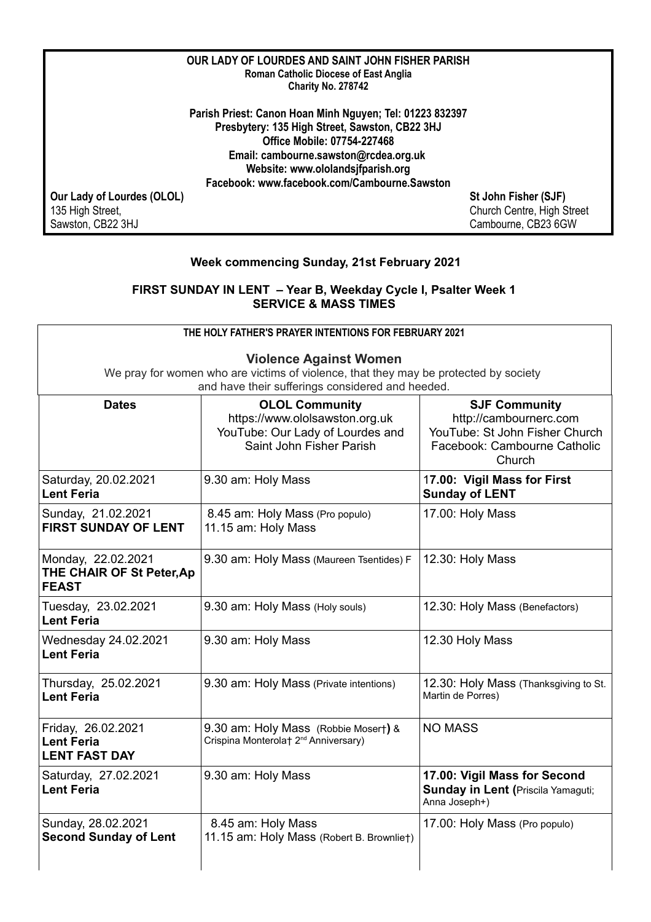**OUR LADY OF LOURDES AND SAINT JOHN FISHER PARISH**
**Roman Catholic Diocese of East Anglia**
**Charity No. 278742**

**Parish Priest: Canon Hoan Minh Nguyen; Tel: 01223 832397**
**Presbytery: 135 High Street, Sawston, CB22 3HJ**
**Office Mobile: 07754-227468**
**Email: cambourne.sawston@rcdea.org.uk**
**Website: www.ololandsjfparish.org**
**Facebook: www.facebook.com/Cambourne.Sawston**

**Our Lady of Lourdes (OLOL)**
135 High Street,
Sawston, CB22 3HJ

**St John Fisher (SJF)**
Church Centre, High Street
Cambourne, CB23 6GW

**Week commencing Sunday, 21st February 2021**

**FIRST SUNDAY IN LENT – Year B, Weekday Cycle I, Psalter Week 1**
**SERVICE & MASS TIMES**

**THE HOLY FATHER'S PRAYER INTENTIONS FOR FEBRUARY 2021**

**Violence Against Women**

We pray for women who are victims of violence, that they may be protected by society and have their sufferings considered and heeded.

| **Dates** | **OLOL Community** https://www.ololsawston.org.uk YouTube: Our Lady of Lourdes and Saint John Fisher Parish | **SJF Community** http://cambournerc.com YouTube: St John Fisher Church Facebook: Cambourne Catholic Church |
|---|---|---|
| Saturday, 20.02.2021 **Lent Feria** | 9.30 am: Holy Mass | **17.00: Vigil Mass for First Sunday of LENT** |
| Sunday, 21.02.2021 **FIRST SUNDAY OF LENT** | 8.45 am: Holy Mass (Pro populo) 11.15 am: Holy Mass | 17.00: Holy Mass |
| Monday, 22.02.2021 **THE CHAIR OF St Peter,Ap FEAST** | 9.30 am: Holy Mass (Maureen Tsentides) F | 12.30: Holy Mass |
| Tuesday, 23.02.2021 **Lent Feria** | 9.30 am: Holy Mass (Holy souls) | 12.30: Holy Mass (Benefactors) |
| Wednesday 24.02.2021 **Lent Feria** | 9.30 am: Holy Mass | 12.30 Holy Mass |
| Thursday, 25.02.2021 **Lent Feria** | 9.30 am: Holy Mass (Private intentions) | 12.30: Holy Mass (Thanksgiving to St. Martin de Porres) |
| Friday, 26.02.2021 **Lent Feria** **LENT FAST DAY** | 9.30 am: Holy Mass (Robbie Moser†) & Crispina Monterola† 2nd Anniversary) | NO MASS |
| Saturday, 27.02.2021 **Lent Feria** | 9.30 am: Holy Mass | **17.00: Vigil Mass for Second Sunday in Lent (**Priscila Yamaguti; Anna Joseph+) |
| Sunday, 28.02.2021 **Second Sunday of Lent** | 8.45 am: Holy Mass 11.15 am: Holy Mass (Robert B. Brownlie†) | 17.00: Holy Mass (Pro populo) |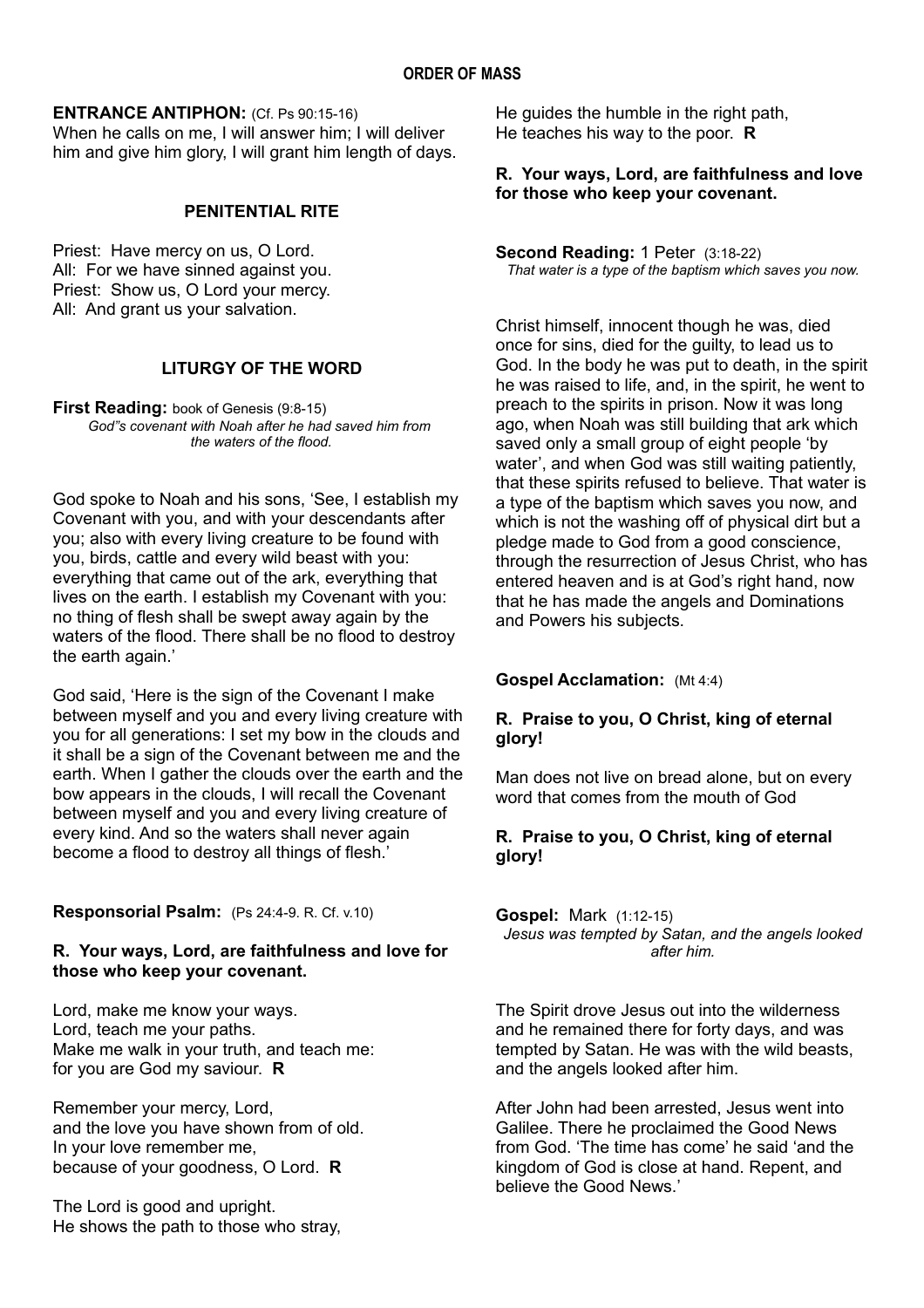# ORDER OF MASS

**ENTRANCE ANTIPHON:** (Cf. Ps 90:15-16)
When he calls on me, I will answer him; I will deliver him and give him glory, I will grant him length of days.

## PENITENTIAL RITE

Priest: Have mercy on us, O Lord.
All: For we have sinned against you.
Priest: Show us, O Lord your mercy.
All: And grant us your salvation.

## LITURGY OF THE WORD

**First Reading:** book of Genesis (9:8-15)
*God''s covenant with Noah after he had saved him from the waters of the flood.*

God spoke to Noah and his sons, 'See, I establish my Covenant with you, and with your descendants after you; also with every living creature to be found with you, birds, cattle and every wild beast with you: everything that came out of the ark, everything that lives on the earth. I establish my Covenant with you: no thing of flesh shall be swept away again by the waters of the flood. There shall be no flood to destroy the earth again.'

God said, 'Here is the sign of the Covenant I make between myself and you and every living creature with you for all generations: I set my bow in the clouds and it shall be a sign of the Covenant between me and the earth. When I gather the clouds over the earth and the bow appears in the clouds, I will recall the Covenant between myself and you and every living creature of every kind. And so the waters shall never again become a flood to destroy all things of flesh.'

**Responsorial Psalm:** (Ps 24:4-9. R. Cf. v.10)

**R. Your ways, Lord, are faithfulness and love for those who keep your covenant.**

Lord, make me know your ways.
Lord, teach me your paths.
Make me walk in your truth, and teach me:
for you are God my saviour. **R**

Remember your mercy, Lord,
and the love you have shown from of old.
In your love remember me,
because of your goodness, O Lord. **R**

The Lord is good and upright.
He shows the path to those who stray,
He guides the humble in the right path,
He teaches his way to the poor. **R**

**R. Your ways, Lord, are faithfulness and love for those who keep your covenant.**

**Second Reading:** 1 Peter (3:18-22)
*That water is a type of the baptism which saves you now.*

Christ himself, innocent though he was, died once for sins, died for the guilty, to lead us to God. In the body he was put to death, in the spirit he was raised to life, and, in the spirit, he went to preach to the spirits in prison. Now it was long ago, when Noah was still building that ark which saved only a small group of eight people 'by water', and when God was still waiting patiently, that these spirits refused to believe. That water is a type of the baptism which saves you now, and which is not the washing off of physical dirt but a pledge made to God from a good conscience, through the resurrection of Jesus Christ, who has entered heaven and is at God's right hand, now that he has made the angels and Dominations and Powers his subjects.

**Gospel Acclamation:** (Mt 4:4)

**R. Praise to you, O Christ, king of eternal glory!**

Man does not live on bread alone, but on every word that comes from the mouth of God

**R. Praise to you, O Christ, king of eternal glory!**

**Gospel:** Mark (1:12-15)
*Jesus was tempted by Satan, and the angels looked after him.*

The Spirit drove Jesus out into the wilderness and he remained there for forty days, and was tempted by Satan. He was with the wild beasts, and the angels looked after him.

After John had been arrested, Jesus went into Galilee. There he proclaimed the Good News from God. 'The time has come' he said 'and the kingdom of God is close at hand. Repent, and believe the Good News.'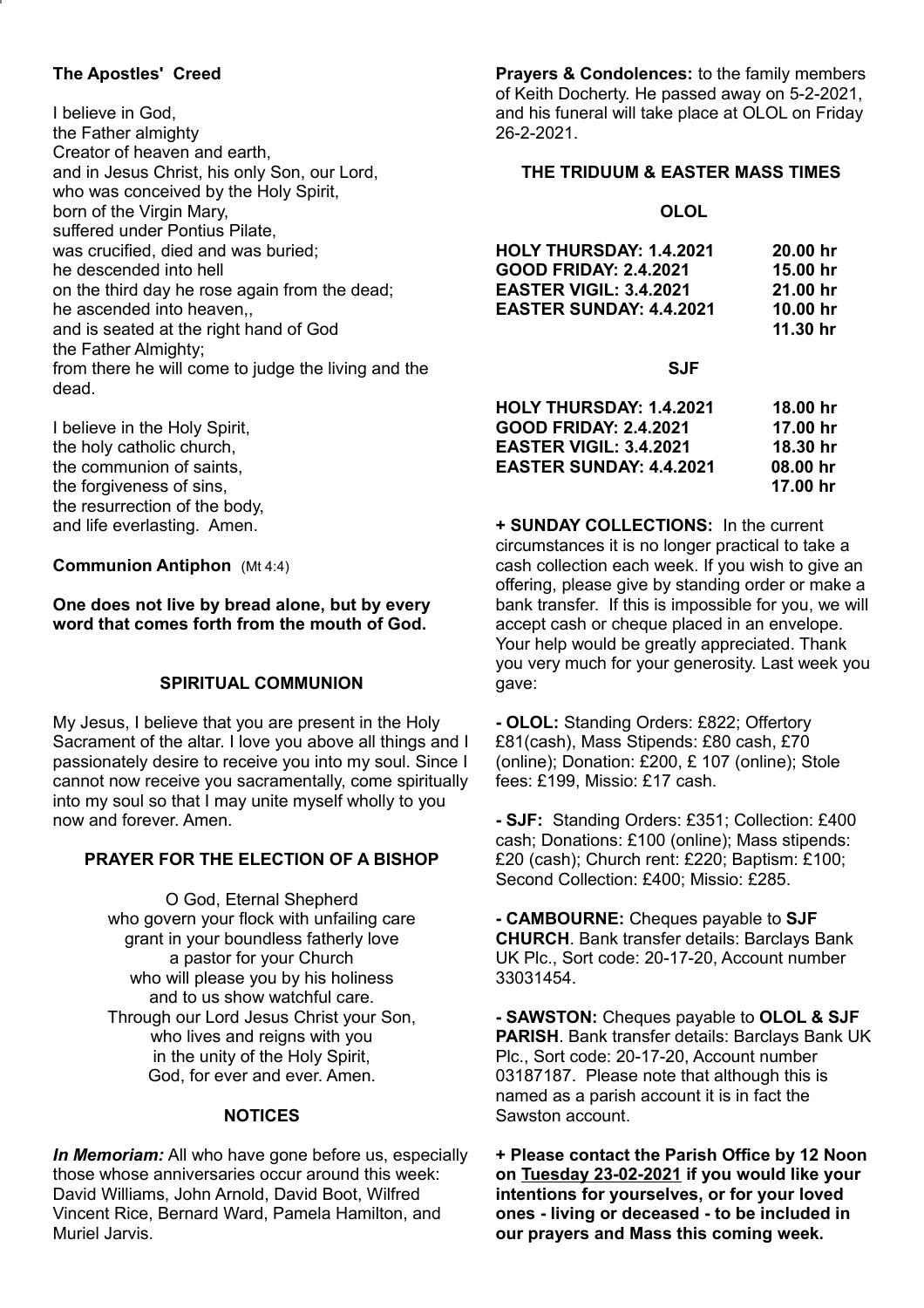**The Apostles' Creed**

I believe in God,
the Father almighty
Creator of heaven and earth,
and in Jesus Christ, his only Son, our Lord,
who was conceived by the Holy Spirit,
born of the Virgin Mary,
suffered under Pontius Pilate,
was crucified, died and was buried;
he descended into hell
on the third day he rose again from the dead;
he ascended into heaven,,
and is seated at the right hand of God
the Father Almighty;
from there he will come to judge the living and the dead.

I believe in the Holy Spirit,
the holy catholic church,
the communion of saints,
the forgiveness of sins,
the resurrection of the body,
and life everlasting. Amen.

**Communion Antiphon** (Mt 4:4)

**One does not live by bread alone, but by every word that comes forth from the mouth of God.**

**SPIRITUAL COMMUNION**

My Jesus, I believe that you are present in the Holy Sacrament of the altar. I love you above all things and I passionately desire to receive you into my soul. Since I cannot now receive you sacramentally, come spiritually into my soul so that I may unite myself wholly to you now and forever. Amen.

**PRAYER FOR THE ELECTION OF A BISHOP**

O God, Eternal Shepherd
who govern your flock with unfailing care
grant in your boundless fatherly love
a pastor for your Church
who will please you by his holiness
and to us show watchful care.
Through our Lord Jesus Christ your Son,
who lives and reigns with you
in the unity of the Holy Spirit,
God, for ever and ever. Amen.

**NOTICES**

***In Memoriam:*** All who have gone before us, especially those whose anniversaries occur around this week: David Williams, John Arnold, David Boot, Wilfred Vincent Rice, Bernard Ward, Pamela Hamilton, and Muriel Jarvis.

**Prayers & Condolences:** to the family members of Keith Docherty. He passed away on 5-2-2021, and his funeral will take place at OLOL on Friday 26-2-2021.

**THE TRIDUUM & EASTER MASS TIMES**

**OLOL**

| | |
|---|---|
| **HOLY THURSDAY: 1.4.2021** | **20.00 hr** |
| **GOOD FRIDAY: 2.4.2021** | **15.00 hr** |
| **EASTER VIGIL: 3.4.2021** | **21.00 hr** |
| **EASTER SUNDAY: 4.4.2021** | **10.00 hr** |
| | **11.30 hr** |

**SJF**

| | |
|---|---|
| **HOLY THURSDAY: 1.4.2021** | **18.00 hr** |
| **GOOD FRIDAY: 2.4.2021** | **17.00 hr** |
| **EASTER VIGIL: 3.4.2021** | **18.30 hr** |
| **EASTER SUNDAY: 4.4.2021** | **08.00 hr** |
| | **17.00 hr** |

**+ SUNDAY COLLECTIONS:** In the current circumstances it is no longer practical to take a cash collection each week. If you wish to give an offering, please give by standing order or make a bank transfer. If this is impossible for you, we will accept cash or cheque placed in an envelope. Your help would be greatly appreciated. Thank you very much for your generosity. Last week you gave:

**- OLOL:** Standing Orders: £822; Offertory £81(cash), Mass Stipends: £80 cash, £70 (online); Donation: £200, £ 107 (online); Stole fees: £199, Missio: £17 cash.

**- SJF:** Standing Orders: £351; Collection: £400 cash; Donations: £100 (online); Mass stipends: £20 (cash); Church rent: £220; Baptism: £100; Second Collection: £400; Missio: £285.

**- CAMBOURNE:** Cheques payable to **SJF CHURCH**. Bank transfer details: Barclays Bank UK Plc., Sort code: 20-17-20, Account number 33031454.

**- SAWSTON:** Cheques payable to **OLOL & SJF PARISH**. Bank transfer details: Barclays Bank UK Plc., Sort code: 20-17-20, Account number 03187187. Please note that although this is named as a parish account it is in fact the Sawston account.

**+ Please contact the Parish Office by 12 Noon on Tuesday 23-02-2021 if you would like your intentions for yourselves, or for your loved ones - living or deceased - to be included in our prayers and Mass this coming week.**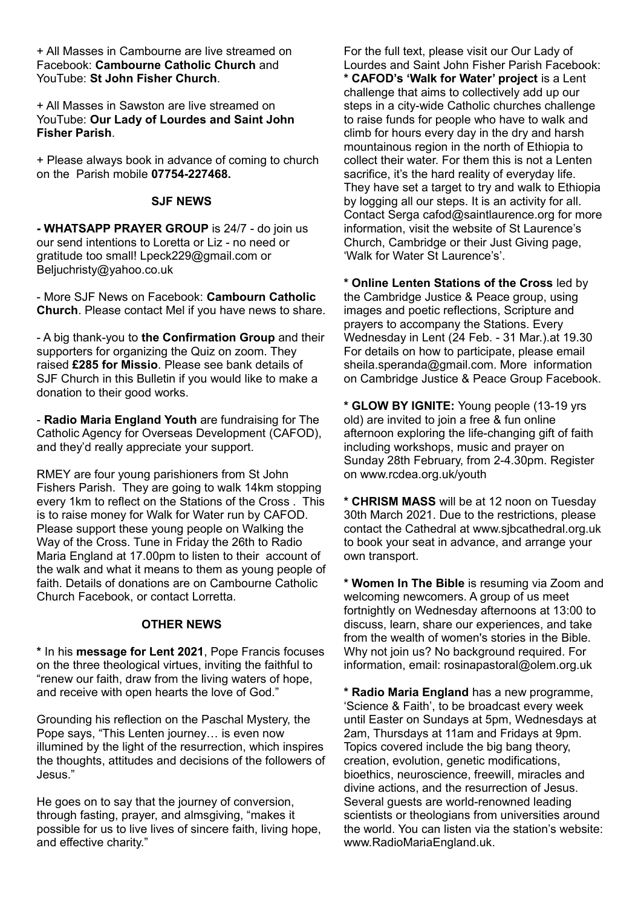+ All Masses in Cambourne are live streamed on Facebook: **Cambourne Catholic Church** and YouTube: **St John Fisher Church**.

+ All Masses in Sawston are live streamed on YouTube: **Our Lady of Lourdes and Saint John Fisher Parish**.

+ Please always book in advance of coming to church on the Parish mobile **07754-227468.**

## SJF NEWS

**- WHATSAPP PRAYER GROUP** is 24/7 - do join us our send intentions to Loretta or Liz - no need or gratitude too small! Lpeck229@gmail.com or Beljuchristy@yahoo.co.uk

- More SJF News on Facebook: **Cambourn Catholic Church**. Please contact Mel if you have news to share.

- A big thank-you to **the Confirmation Group** and their supporters for organizing the Quiz on zoom. They raised **£285 for Missio**. Please see bank details of SJF Church in this Bulletin if you would like to make a donation to their good works.

- **Radio Maria England Youth** are fundraising for The Catholic Agency for Overseas Development (CAFOD), and they'd really appreciate your support.

RMEY are four young parishioners from St John Fishers Parish. They are going to walk 14km stopping every 1km to reflect on the Stations of the Cross . This is to raise money for Walk for Water run by CAFOD. Please support these young people on Walking the Way of the Cross. Tune in Friday the 26th to Radio Maria England at 17.00pm to listen to their account of the walk and what it means to them as young people of faith. Details of donations are on Cambourne Catholic Church Facebook, or contact Lorretta.

## OTHER NEWS

* In his **message for Lent 2021**, Pope Francis focuses on the three theological virtues, inviting the faithful to "renew our faith, draw from the living waters of hope, and receive with open hearts the love of God."

Grounding his reflection on the Paschal Mystery, the Pope says, "This Lenten journey… is even now illumined by the light of the resurrection, which inspires the thoughts, attitudes and decisions of the followers of Jesus."

He goes on to say that the journey of conversion, through fasting, prayer, and almsgiving, "makes it possible for us to live lives of sincere faith, living hope, and effective charity."

For the full text, please visit our Our Lady of Lourdes and Saint John Fisher Parish Facebook:

* **CAFOD's 'Walk for Water' project** is a Lent challenge that aims to collectively add up our steps in a city-wide Catholic churches challenge to raise funds for people who have to walk and climb for hours every day in the dry and harsh mountainous region in the north of Ethiopia to collect their water. For them this is not a Lenten sacrifice, it's the hard reality of everyday life. They have set a target to try and walk to Ethiopia by logging all our steps. It is an activity for all. Contact Serga cafod@saintlaurence.org for more information, visit the website of St Laurence's Church, Cambridge or their Just Giving page, 'Walk for Water St Laurence's'.

* **Online Lenten Stations of the Cross** led by the Cambridge Justice & Peace group, using images and poetic reflections, Scripture and prayers to accompany the Stations. Every Wednesday in Lent (24 Feb. - 31 Mar.).at 19.30 For details on how to participate, please email sheila.speranda@gmail.com. More information on Cambridge Justice & Peace Group Facebook.

* **GLOW BY IGNITE:** Young people (13-19 yrs old) are invited to join a free & fun online afternoon exploring the life-changing gift of faith including workshops, music and prayer on Sunday 28th February, from 2-4.30pm. Register on www.rcdea.org.uk/youth

* **CHRISM MASS** will be at 12 noon on Tuesday 30th March 2021. Due to the restrictions, please contact the Cathedral at www.sjbcathedral.org.uk to book your seat in advance, and arrange your own transport.

* **Women In The Bible** is resuming via Zoom and welcoming newcomers. A group of us meet fortnightly on Wednesday afternoons at 13:00 to discuss, learn, share our experiences, and take from the wealth of women's stories in the Bible. Why not join us? No background required. For information, email: rosinapastoral@olem.org.uk

* **Radio Maria England** has a new programme, 'Science & Faith', to be broadcast every week until Easter on Sundays at 5pm, Wednesdays at 2am, Thursdays at 11am and Fridays at 9pm. Topics covered include the big bang theory, creation, evolution, genetic modifications, bioethics, neuroscience, freewill, miracles and divine actions, and the resurrection of Jesus. Several guests are world-renowned leading scientists or theologians from universities around the world. You can listen via the station's website: www.RadioMariaEngland.uk.